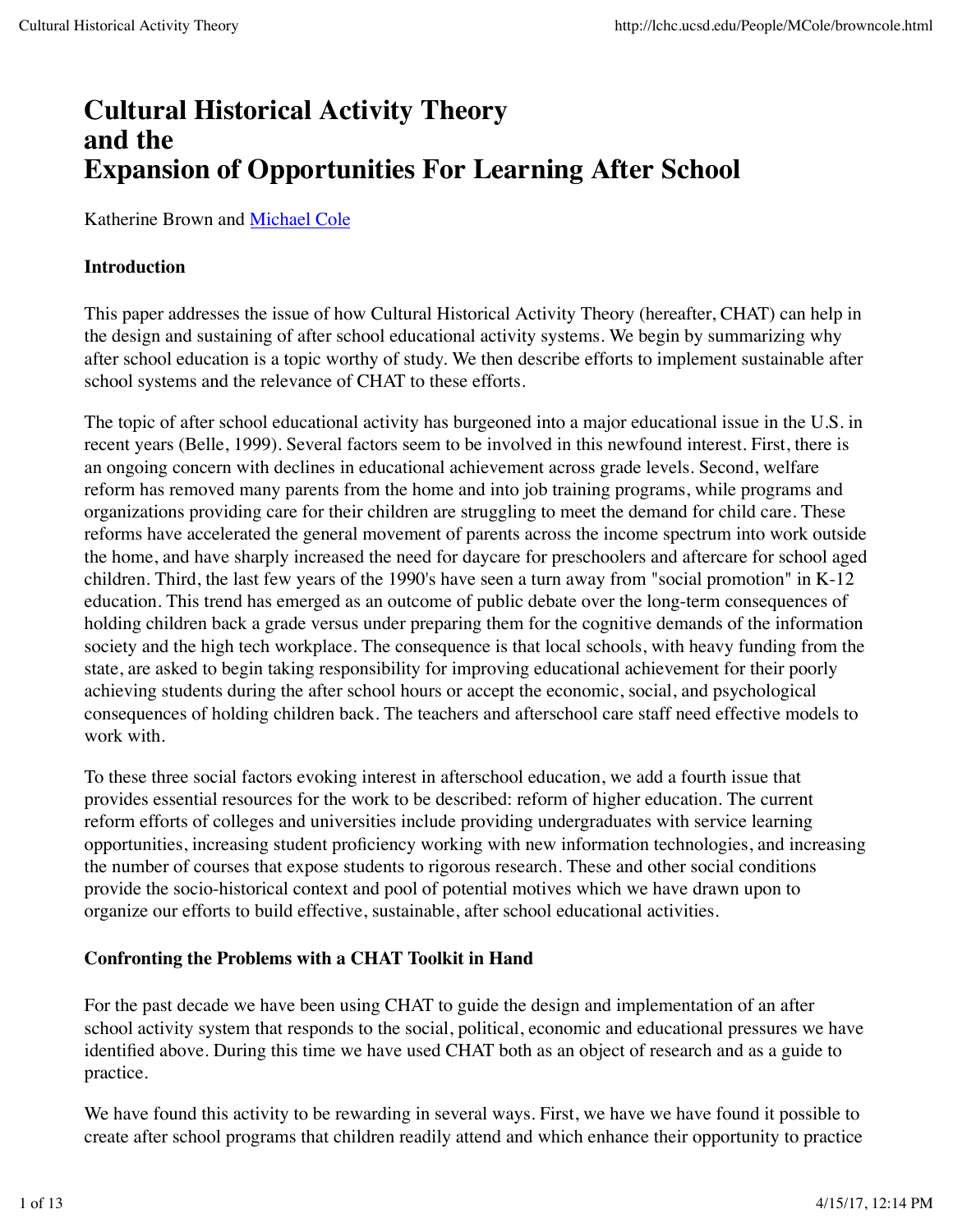# Cultural Historical Activity Theory and the Expansion of Opportunities For Learning After School

Katherine Brown and Michael Cole

### Introduction

This paper addresses the issue of how Cultural Historical Activity Theory (hereafter, CHAT) can help in the design and sustaining of after school educational activity systems. We begin by summarizing why after school education is a topic worthy of study. We then describe efforts to implement sustainable after school systems and the relevance of CHAT to these efforts.

The topic of after school educational activity has burgeoned into a major educational issue in the U.S. in recent years (Belle, 1999). Several factors seem to be involved in this newfound interest. First, there is an ongoing concern with declines in educational achievement across grade levels. Second, welfare reform has removed many parents from the home and into job training programs, while programs and organizations providing care for their children are struggling to meet the demand for child care. These reforms have accelerated the general movement of parents across the income spectrum into work outside the home, and have sharply increased the need for daycare for preschoolers and aftercare for school aged children. Third, the last few years of the 1990's have seen a turn away from "social promotion" in K-12 education. This trend has emerged as an outcome of public debate over the long-term consequences of holding children back a grade versus under preparing them for the cognitive demands of the information society and the high tech workplace. The consequence is that local schools, with heavy funding from the state, are asked to begin taking responsibility for improving educational achievement for their poorly achieving students during the after school hours or accept the economic, social, and psychological consequences of holding children back. The teachers and afterschool care staff need effective models to work with.

To these three social factors evoking interest in afterschool education, we add a fourth issue that provides essential resources for the work to be described: reform of higher education. The current reform efforts of colleges and universities include providing undergraduates with service learning opportunities, increasing student proficiency working with new information technologies, and increasing the number of courses that expose students to rigorous research. These and other social conditions provide the socio-historical context and pool of potential motives which we have drawn upon to organize our efforts to build effective, sustainable, after school educational activities.

### Confronting the Problems with a CHAT Toolkit in Hand

For the past decade we have been using CHAT to guide the design and implementation of an after school activity system that responds to the social, political, economic and educational pressures we have identified above. During this time we have used CHAT both as an object of research and as a guide to practice.

We have found this activity to be rewarding in several ways. First, we have we have found it possible to create after school programs that children readily attend and which enhance their opportunity to practice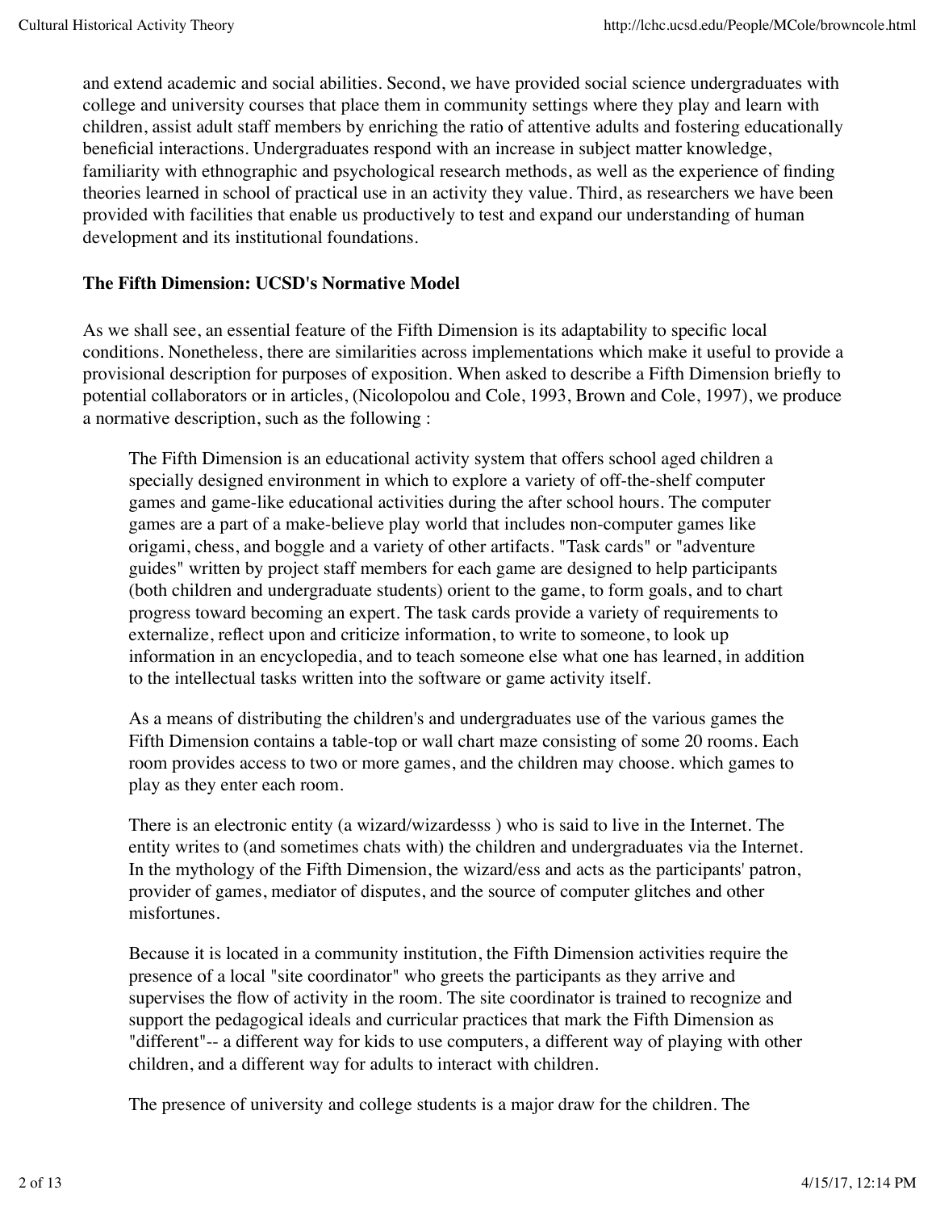and extend academic and social abilities. Second, we have provided social science undergraduates with college and university courses that place them in community settings where they play and learn with children, assist adult staff members by enriching the ratio of attentive adults and fostering educationally beneficial interactions. Undergraduates respond with an increase in subject matter knowledge, familiarity with ethnographic and psychological research methods, as well as the experience of finding theories learned in school of practical use in an activity they value. Third, as researchers we have been provided with facilities that enable us productively to test and expand our understanding of human development and its institutional foundations.

**The Fifth Dimension: UCSD's Normative Model**

As we shall see, an essential feature of the Fifth Dimension is its adaptability to specific local conditions. Nonetheless, there are similarities across implementations which make it useful to provide a provisional description for purposes of exposition. When asked to describe a Fifth Dimension briefly to potential collaborators or in articles, (Nicolopolou and Cole, 1993, Brown and Cole, 1997), we produce a normative description, such as the following :

> The Fifth Dimension is an educational activity system that offers school aged children a specially designed environment in which to explore a variety of off-the-shelf computer games and game-like educational activities during the after school hours. The computer games are a part of a make-believe play world that includes non-computer games like origami, chess, and boggle and a variety of other artifacts. "Task cards" or "adventure guides" written by project staff members for each game are designed to help participants (both children and undergraduate students) orient to the game, to form goals, and to chart progress toward becoming an expert. The task cards provide a variety of requirements to externalize, reflect upon and criticize information, to write to someone, to look up information in an encyclopedia, and to teach someone else what one has learned, in addition to the intellectual tasks written into the software or game activity itself.
>
> As a means of distributing the children's and undergraduates use of the various games the Fifth Dimension contains a table-top or wall chart maze consisting of some 20 rooms. Each room provides access to two or more games, and the children may choose. which games to play as they enter each room.
>
> There is an electronic entity (a wizard/wizardesss ) who is said to live in the Internet. The entity writes to (and sometimes chats with) the children and undergraduates via the Internet. In the mythology of the Fifth Dimension, the wizard/ess and acts as the participants' patron, provider of games, mediator of disputes, and the source of computer glitches and other misfortunes.
>
> Because it is located in a community institution, the Fifth Dimension activities require the presence of a local "site coordinator" who greets the participants as they arrive and supervises the flow of activity in the room. The site coordinator is trained to recognize and support the pedagogical ideals and curricular practices that mark the Fifth Dimension as "different"-- a different way for kids to use computers, a different way of playing with other children, and a different way for adults to interact with children.
>
> The presence of university and college students is a major draw for the children. The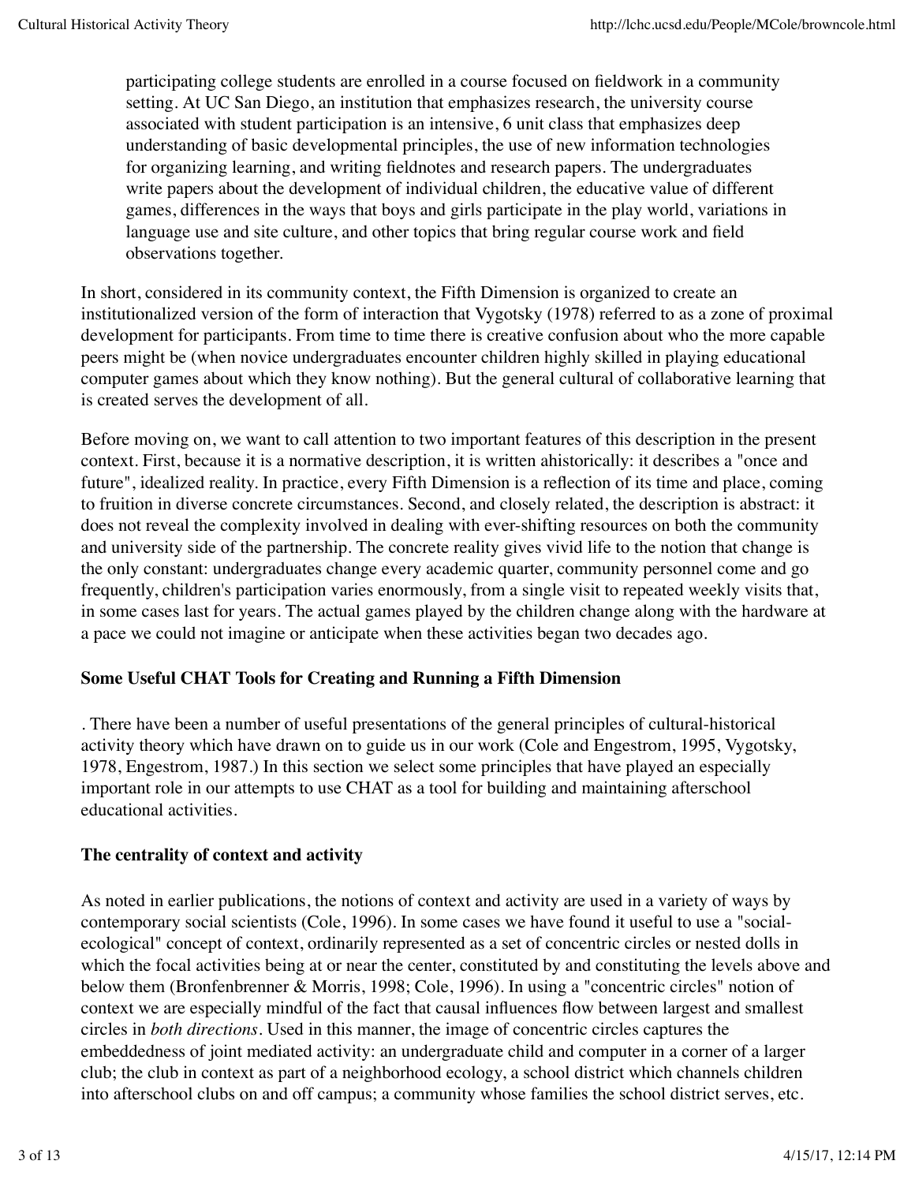> participating college students are enrolled in a course focused on fieldwork in a community setting. At UC San Diego, an institution that emphasizes research, the university course associated with student participation is an intensive, 6 unit class that emphasizes deep understanding of basic developmental principles, the use of new information technologies for organizing learning, and writing fieldnotes and research papers. The undergraduates write papers about the development of individual children, the educative value of different games, differences in the ways that boys and girls participate in the play world, variations in language use and site culture, and other topics that bring regular course work and field observations together.

In short, considered in its community context, the Fifth Dimension is organized to create an institutionalized version of the form of interaction that Vygotsky (1978) referred to as a zone of proximal development for participants. From time to time there is creative confusion about who the more capable peers might be (when novice undergraduates encounter children highly skilled in playing educational computer games about which they know nothing). But the general cultural of collaborative learning that is created serves the development of all.

Before moving on, we want to call attention to two important features of this description in the present context. First, because it is a normative description, it is written ahistorically: it describes a "once and future", idealized reality. In practice, every Fifth Dimension is a reflection of its time and place, coming to fruition in diverse concrete circumstances. Second, and closely related, the description is abstract: it does not reveal the complexity involved in dealing with ever-shifting resources on both the community and university side of the partnership. The concrete reality gives vivid life to the notion that change is the only constant: undergraduates change every academic quarter, community personnel come and go frequently, children's participation varies enormously, from a single visit to repeated weekly visits that, in some cases last for years. The actual games played by the children change along with the hardware at a pace we could not imagine or anticipate when these activities began two decades ago.

**Some Useful CHAT Tools for Creating and Running a Fifth Dimension**

. There have been a number of useful presentations of the general principles of cultural-historical activity theory which have drawn on to guide us in our work (Cole and Engestrom, 1995, Vygotsky, 1978, Engestrom, 1987.) In this section we select some principles that have played an especially important role in our attempts to use CHAT as a tool for building and maintaining afterschool educational activities.

**The centrality of context and activity**

As noted in earlier publications, the notions of context and activity are used in a variety of ways by contemporary social scientists (Cole, 1996). In some cases we have found it useful to use a "social-ecological" concept of context, ordinarily represented as a set of concentric circles or nested dolls in which the focal activities being at or near the center, constituted by and constituting the levels above and below them (Bronfenbrenner & Morris, 1998; Cole, 1996). In using a "concentric circles" notion of context we are especially mindful of the fact that causal influences flow between largest and smallest circles in *both directions*. Used in this manner, the image of concentric circles captures the embeddedness of joint mediated activity: an undergraduate child and computer in a corner of a larger club; the club in context as part of a neighborhood ecology, a school district which channels children into afterschool clubs on and off campus; a community whose families the school district serves, etc.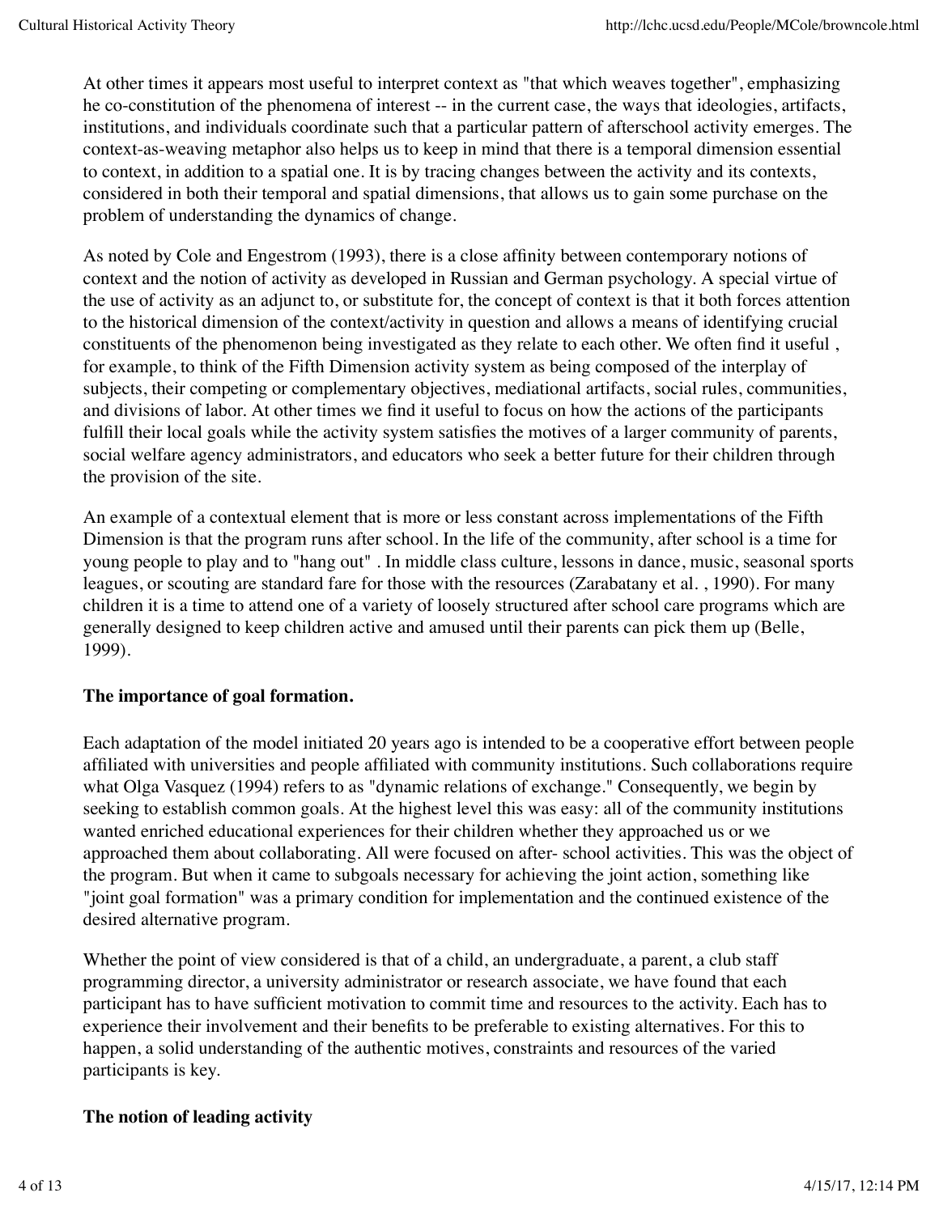At other times it appears most useful to interpret context as "that which weaves together", emphasizing he co-constitution of the phenomena of interest -- in the current case, the ways that ideologies, artifacts, institutions, and individuals coordinate such that a particular pattern of afterschool activity emerges. The context-as-weaving metaphor also helps us to keep in mind that there is a temporal dimension essential to context, in addition to a spatial one. It is by tracing changes between the activity and its contexts, considered in both their temporal and spatial dimensions, that allows us to gain some purchase on the problem of understanding the dynamics of change.

As noted by Cole and Engestrom (1993), there is a close affinity between contemporary notions of context and the notion of activity as developed in Russian and German psychology. A special virtue of the use of activity as an adjunct to, or substitute for, the concept of context is that it both forces attention to the historical dimension of the context/activity in question and allows a means of identifying crucial constituents of the phenomenon being investigated as they relate to each other. We often find it useful , for example, to think of the Fifth Dimension activity system as being composed of the interplay of subjects, their competing or complementary objectives, mediational artifacts, social rules, communities, and divisions of labor. At other times we find it useful to focus on how the actions of the participants fulfill their local goals while the activity system satisfies the motives of a larger community of parents, social welfare agency administrators, and educators who seek a better future for their children through the provision of the site.

An example of a contextual element that is more or less constant across implementations of the Fifth Dimension is that the program runs after school. In the life of the community, after school is a time for young people to play and to "hang out" . In middle class culture, lessons in dance, music, seasonal sports leagues, or scouting are standard fare for those with the resources (Zarabatany et al. , 1990). For many children it is a time to attend one of a variety of loosely structured after school care programs which are generally designed to keep children active and amused until their parents can pick them up (Belle, 1999).

**The importance of goal formation.**

Each adaptation of the model initiated 20 years ago is intended to be a cooperative effort between people affiliated with universities and people affiliated with community institutions. Such collaborations require what Olga Vasquez (1994) refers to as "dynamic relations of exchange." Consequently, we begin by seeking to establish common goals. At the highest level this was easy: all of the community institutions wanted enriched educational experiences for their children whether they approached us or we approached them about collaborating. All were focused on after- school activities. This was the object of the program. But when it came to subgoals necessary for achieving the joint action, something like "joint goal formation" was a primary condition for implementation and the continued existence of the desired alternative program.

Whether the point of view considered is that of a child, an undergraduate, a parent, a club staff programming director, a university administrator or research associate, we have found that each participant has to have sufficient motivation to commit time and resources to the activity. Each has to experience their involvement and their benefits to be preferable to existing alternatives. For this to happen, a solid understanding of the authentic motives, constraints and resources of the varied participants is key.

**The notion of leading activity**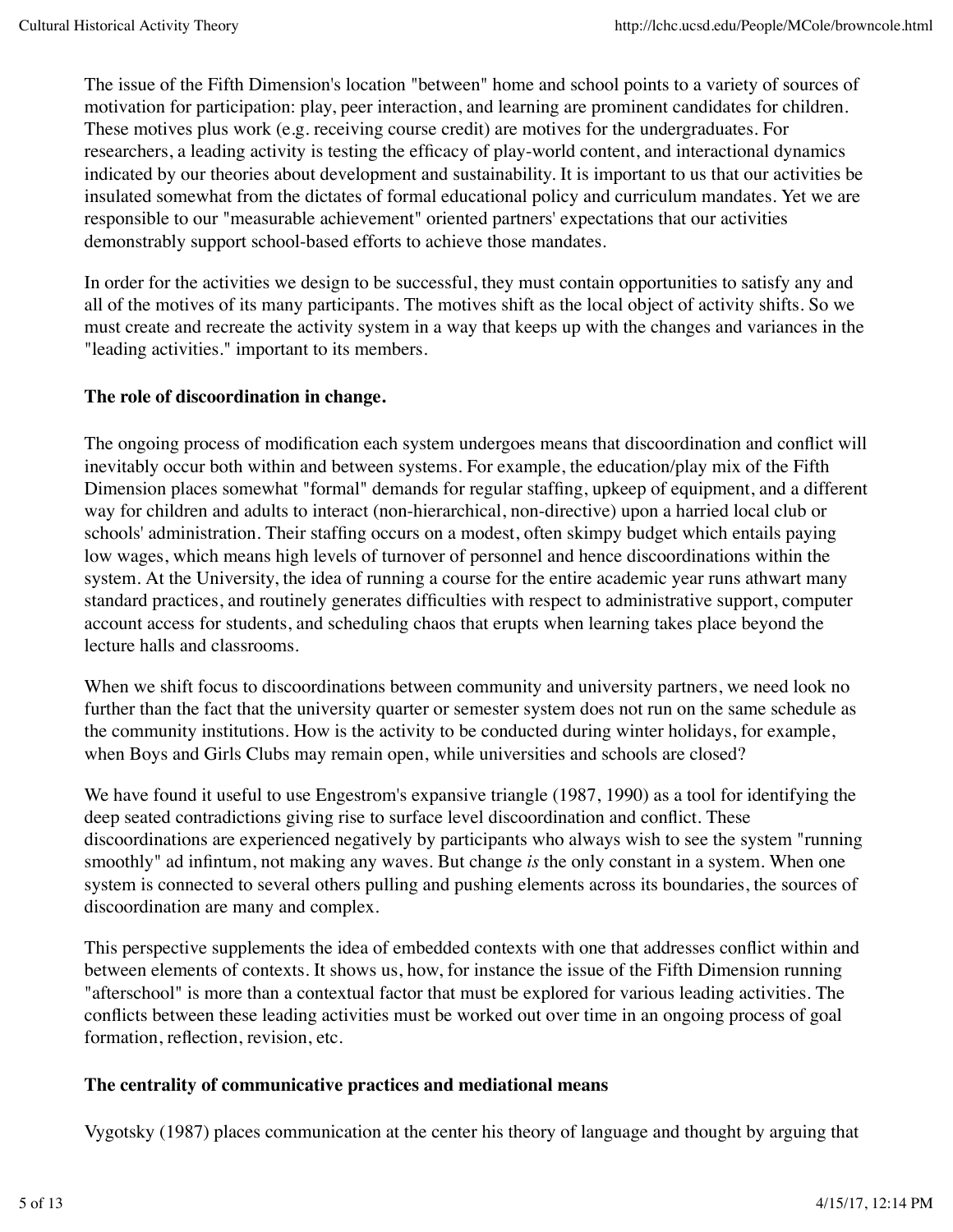The issue of the Fifth Dimension's location "between" home and school points to a variety of sources of motivation for participation: play, peer interaction, and learning are prominent candidates for children. These motives plus work (e.g. receiving course credit) are motives for the undergraduates. For researchers, a leading activity is testing the efficacy of play-world content, and interactional dynamics indicated by our theories about development and sustainability. It is important to us that our activities be insulated somewhat from the dictates of formal educational policy and curriculum mandates. Yet we are responsible to our "measurable achievement" oriented partners' expectations that our activities demonstrably support school-based efforts to achieve those mandates.

In order for the activities we design to be successful, they must contain opportunities to satisfy any and all of the motives of its many participants. The motives shift as the local object of activity shifts. So we must create and recreate the activity system in a way that keeps up with the changes and variances in the "leading activities." important to its members.

**The role of discoordination in change.**

The ongoing process of modification each system undergoes means that discoordination and conflict will inevitably occur both within and between systems. For example, the education/play mix of the Fifth Dimension places somewhat "formal" demands for regular staffing, upkeep of equipment, and a different way for children and adults to interact (non-hierarchical, non-directive) upon a harried local club or schools' administration. Their staffing occurs on a modest, often skimpy budget which entails paying low wages, which means high levels of turnover of personnel and hence discoordinations within the system. At the University, the idea of running a course for the entire academic year runs athwart many standard practices, and routinely generates difficulties with respect to administrative support, computer account access for students, and scheduling chaos that erupts when learning takes place beyond the lecture halls and classrooms.

When we shift focus to discoordinations between community and university partners, we need look no further than the fact that the university quarter or semester system does not run on the same schedule as the community institutions. How is the activity to be conducted during winter holidays, for example, when Boys and Girls Clubs may remain open, while universities and schools are closed?

We have found it useful to use Engestrom's expansive triangle (1987, 1990) as a tool for identifying the deep seated contradictions giving rise to surface level discoordination and conflict. These discoordinations are experienced negatively by participants who always wish to see the system "running smoothly" ad infintum, not making any waves. But change *is* the only constant in a system. When one system is connected to several others pulling and pushing elements across its boundaries, the sources of discoordination are many and complex.

This perspective supplements the idea of embedded contexts with one that addresses conflict within and between elements of contexts. It shows us, how, for instance the issue of the Fifth Dimension running "afterschool" is more than a contextual factor that must be explored for various leading activities. The conflicts between these leading activities must be worked out over time in an ongoing process of goal formation, reflection, revision, etc.

**The centrality of communicative practices and mediational means**

Vygotsky (1987) places communication at the center his theory of language and thought by arguing that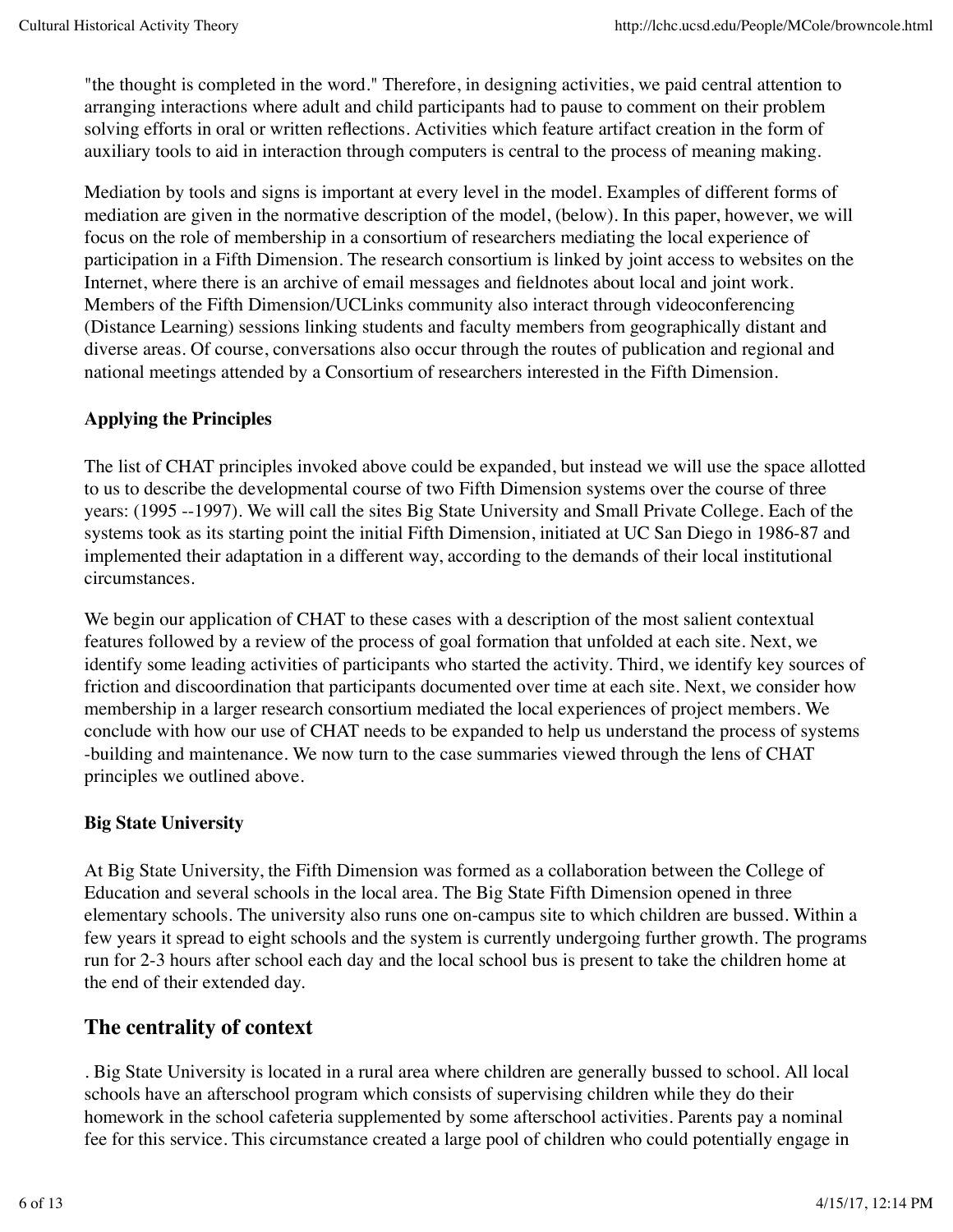"the thought is completed in the word." Therefore, in designing activities, we paid central attention to arranging interactions where adult and child participants had to pause to comment on their problem solving efforts in oral or written reflections. Activities which feature artifact creation in the form of auxiliary tools to aid in interaction through computers is central to the process of meaning making.

Mediation by tools and signs is important at every level in the model. Examples of different forms of mediation are given in the normative description of the model, (below). In this paper, however, we will focus on the role of membership in a consortium of researchers mediating the local experience of participation in a Fifth Dimension. The research consortium is linked by joint access to websites on the Internet, where there is an archive of email messages and fieldnotes about local and joint work. Members of the Fifth Dimension/UCLinks community also interact through videoconferencing (Distance Learning) sessions linking students and faculty members from geographically distant and diverse areas. Of course, conversations also occur through the routes of publication and regional and national meetings attended by a Consortium of researchers interested in the Fifth Dimension.

**Applying the Principles**

The list of CHAT principles invoked above could be expanded, but instead we will use the space allotted to us to describe the developmental course of two Fifth Dimension systems over the course of three years: (1995 --1997). We will call the sites Big State University and Small Private College. Each of the systems took as its starting point the initial Fifth Dimension, initiated at UC San Diego in 1986-87 and implemented their adaptation in a different way, according to the demands of their local institutional circumstances.

We begin our application of CHAT to these cases with a description of the most salient contextual features followed by a review of the process of goal formation that unfolded at each site. Next, we identify some leading activities of participants who started the activity. Third, we identify key sources of friction and discoordination that participants documented over time at each site. Next, we consider how membership in a larger research consortium mediated the local experiences of project members. We conclude with how our use of CHAT needs to be expanded to help us understand the process of systems -building and maintenance. We now turn to the case summaries viewed through the lens of CHAT principles we outlined above.

**Big State University**

At Big State University, the Fifth Dimension was formed as a collaboration between the College of Education and several schools in the local area. The Big State Fifth Dimension opened in three elementary schools. The university also runs one on-campus site to which children are bussed. Within a few years it spread to eight schools and the system is currently undergoing further growth. The programs run for 2-3 hours after school each day and the local school bus is present to take the children home at the end of their extended day.

## The centrality of context

. Big State University is located in a rural area where children are generally bussed to school. All local schools have an afterschool program which consists of supervising children while they do their homework in the school cafeteria supplemented by some afterschool activities. Parents pay a nominal fee for this service. This circumstance created a large pool of children who could potentially engage in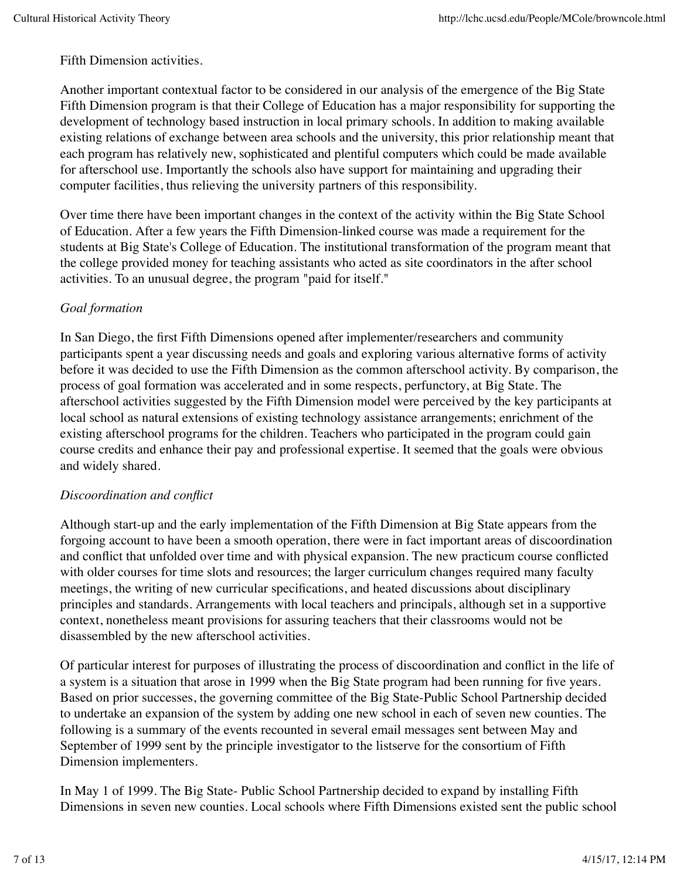Fifth Dimension activities.

Another important contextual factor to be considered in our analysis of the emergence of the Big State Fifth Dimension program is that their College of Education has a major responsibility for supporting the development of technology based instruction in local primary schools. In addition to making available existing relations of exchange between area schools and the university, this prior relationship meant that each program has relatively new, sophisticated and plentiful computers which could be made available for afterschool use. Importantly the schools also have support for maintaining and upgrading their computer facilities, thus relieving the university partners of this responsibility.

Over time there have been important changes in the context of the activity within the Big State School of Education. After a few years the Fifth Dimension-linked course was made a requirement for the students at Big State's College of Education. The institutional transformation of the program meant that the college provided money for teaching assistants who acted as site coordinators in the after school activities. To an unusual degree, the program "paid for itself."

*Goal formation*

In San Diego, the first Fifth Dimensions opened after implementer/researchers and community participants spent a year discussing needs and goals and exploring various alternative forms of activity before it was decided to use the Fifth Dimension as the common afterschool activity. By comparison, the process of goal formation was accelerated and in some respects, perfunctory, at Big State. The afterschool activities suggested by the Fifth Dimension model were perceived by the key participants at local school as natural extensions of existing technology assistance arrangements; enrichment of the existing afterschool programs for the children. Teachers who participated in the program could gain course credits and enhance their pay and professional expertise. It seemed that the goals were obvious and widely shared.

*Discoordination and conflict*

Although start-up and the early implementation of the Fifth Dimension at Big State appears from the forgoing account to have been a smooth operation, there were in fact important areas of discoordination and conflict that unfolded over time and with physical expansion. The new practicum course conflicted with older courses for time slots and resources; the larger curriculum changes required many faculty meetings, the writing of new curricular specifications, and heated discussions about disciplinary principles and standards. Arrangements with local teachers and principals, although set in a supportive context, nonetheless meant provisions for assuring teachers that their classrooms would not be disassembled by the new afterschool activities.

Of particular interest for purposes of illustrating the process of discoordination and conflict in the life of a system is a situation that arose in 1999 when the Big State program had been running for five years. Based on prior successes, the governing committee of the Big State-Public School Partnership decided to undertake an expansion of the system by adding one new school in each of seven new counties. The following is a summary of the events recounted in several email messages sent between May and September of 1999 sent by the principle investigator to the listserve for the consortium of Fifth Dimension implementers.

In May 1 of 1999. The Big State- Public School Partnership decided to expand by installing Fifth Dimensions in seven new counties. Local schools where Fifth Dimensions existed sent the public school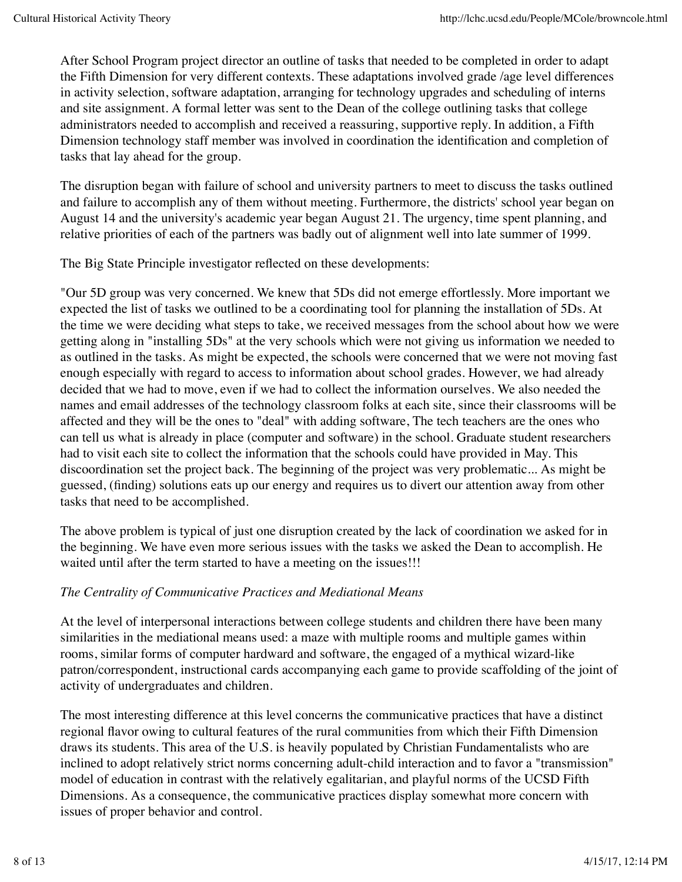After School Program project director an outline of tasks that needed to be completed in order to adapt the Fifth Dimension for very different contexts. These adaptations involved grade /age level differences in activity selection, software adaptation, arranging for technology upgrades and scheduling of interns and site assignment. A formal letter was sent to the Dean of the college outlining tasks that college administrators needed to accomplish and received a reassuring, supportive reply. In addition, a Fifth Dimension technology staff member was involved in coordination the identification and completion of tasks that lay ahead for the group.

The disruption began with failure of school and university partners to meet to discuss the tasks outlined and failure to accomplish any of them without meeting. Furthermore, the districts' school year began on August 14 and the university's academic year began August 21. The urgency, time spent planning, and relative priorities of each of the partners was badly out of alignment well into late summer of 1999.

The Big State Principle investigator reflected on these developments:

"Our 5D group was very concerned. We knew that 5Ds did not emerge effortlessly. More important we expected the list of tasks we outlined to be a coordinating tool for planning the installation of 5Ds. At the time we were deciding what steps to take, we received messages from the school about how we were getting along in "installing 5Ds" at the very schools which were not giving us information we needed to as outlined in the tasks. As might be expected, the schools were concerned that we were not moving fast enough especially with regard to access to information about school grades. However, we had already decided that we had to move, even if we had to collect the information ourselves. We also needed the names and email addresses of the technology classroom folks at each site, since their classrooms will be affected and they will be the ones to "deal" with adding software, The tech teachers are the ones who can tell us what is already in place (computer and software) in the school. Graduate student researchers had to visit each site to collect the information that the schools could have provided in May. This discoordination set the project back. The beginning of the project was very problematic... As might be guessed, (finding) solutions eats up our energy and requires us to divert our attention away from other tasks that need to be accomplished.

The above problem is typical of just one disruption created by the lack of coordination we asked for in the beginning. We have even more serious issues with the tasks we asked the Dean to accomplish. He waited until after the term started to have a meeting on the issues!!!

*The Centrality of Communicative Practices and Mediational Means*

At the level of interpersonal interactions between college students and children there have been many similarities in the mediational means used: a maze with multiple rooms and multiple games within rooms, similar forms of computer hardward and software, the engaged of a mythical wizard-like patron/correspondent, instructional cards accompanying each game to provide scaffolding of the joint of activity of undergraduates and children.

The most interesting difference at this level concerns the communicative practices that have a distinct regional flavor owing to cultural features of the rural communities from which their Fifth Dimension draws its students. This area of the U.S. is heavily populated by Christian Fundamentalists who are inclined to adopt relatively strict norms concerning adult-child interaction and to favor a "transmission" model of education in contrast with the relatively egalitarian, and playful norms of the UCSD Fifth Dimensions. As a consequence, the communicative practices display somewhat more concern with issues of proper behavior and control.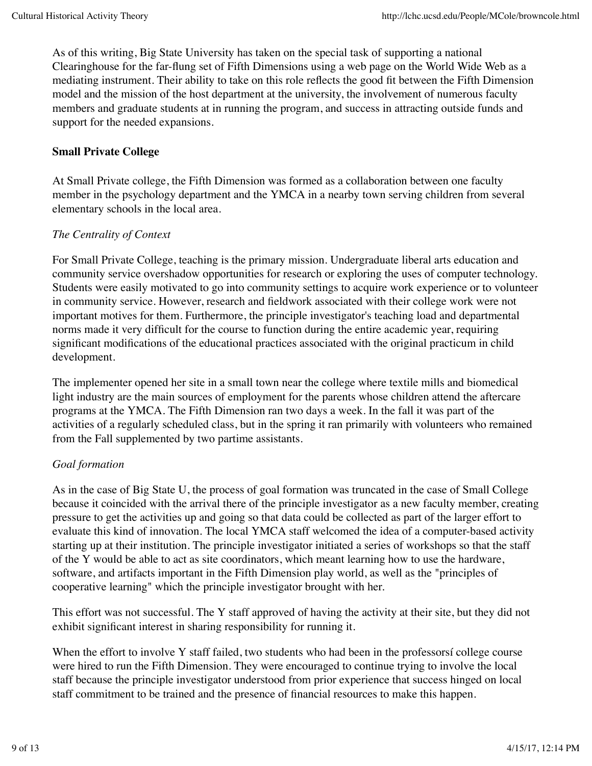As of this writing, Big State University has taken on the special task of supporting a national Clearinghouse for the far-flung set of Fifth Dimensions using a web page on the World Wide Web as a mediating instrument. Their ability to take on this role reflects the good fit between the Fifth Dimension model and the mission of the host department at the university, the involvement of numerous faculty members and graduate students at in running the program, and success in attracting outside funds and support for the needed expansions.

**Small Private College**

At Small Private college, the Fifth Dimension was formed as a collaboration between one faculty member in the psychology department and the YMCA in a nearby town serving children from several elementary schools in the local area.

*The Centrality of Context*

For Small Private College, teaching is the primary mission. Undergraduate liberal arts education and community service overshadow opportunities for research or exploring the uses of computer technology. Students were easily motivated to go into community settings to acquire work experience or to volunteer in community service. However, research and fieldwork associated with their college work were not important motives for them. Furthermore, the principle investigator's teaching load and departmental norms made it very difficult for the course to function during the entire academic year, requiring significant modifications of the educational practices associated with the original practicum in child development.

The implementer opened her site in a small town near the college where textile mills and biomedical light industry are the main sources of employment for the parents whose children attend the aftercare programs at the YMCA. The Fifth Dimension ran two days a week. In the fall it was part of the activities of a regularly scheduled class, but in the spring it ran primarily with volunteers who remained from the Fall supplemented by two partime assistants.

*Goal formation*

As in the case of Big State U, the process of goal formation was truncated in the case of Small College because it coincided with the arrival there of the principle investigator as a new faculty member, creating pressure to get the activities up and going so that data could be collected as part of the larger effort to evaluate this kind of innovation. The local YMCA staff welcomed the idea of a computer-based activity starting up at their institution. The principle investigator initiated a series of workshops so that the staff of the Y would be able to act as site coordinators, which meant learning how to use the hardware, software, and artifacts important in the Fifth Dimension play world, as well as the "principles of cooperative learning" which the principle investigator brought with her.

This effort was not successful. The Y staff approved of having the activity at their site, but they did not exhibit significant interest in sharing responsibility for running it.

When the effort to involve Y staff failed, two students who had been in the professorsí college course were hired to run the Fifth Dimension. They were encouraged to continue trying to involve the local staff because the principle investigator understood from prior experience that success hinged on local staff commitment to be trained and the presence of financial resources to make this happen.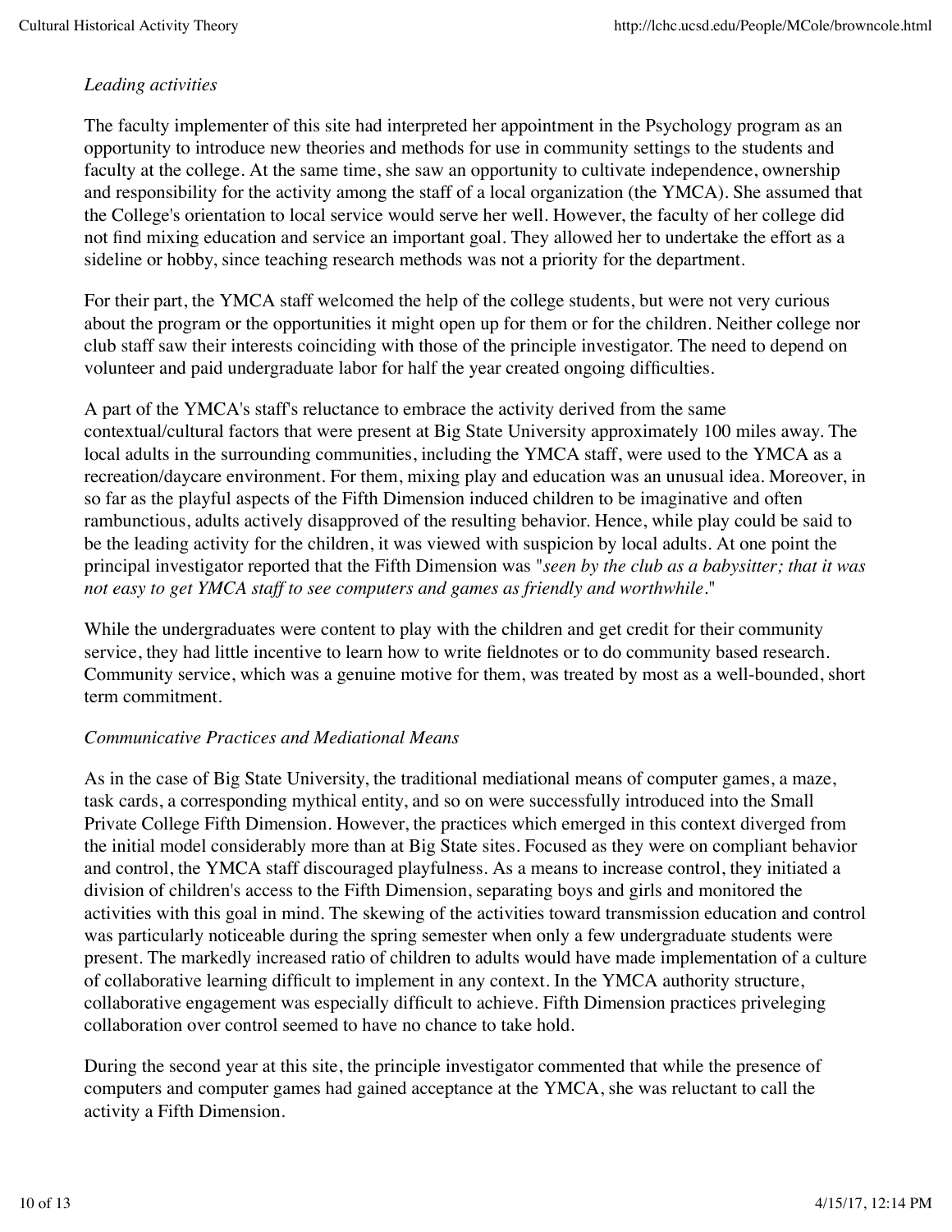*Leading activities*

The faculty implementer of this site had interpreted her appointment in the Psychology program as an opportunity to introduce new theories and methods for use in community settings to the students and faculty at the college. At the same time, she saw an opportunity to cultivate independence, ownership and responsibility for the activity among the staff of a local organization (the YMCA). She assumed that the College's orientation to local service would serve her well. However, the faculty of her college did not find mixing education and service an important goal. They allowed her to undertake the effort as a sideline or hobby, since teaching research methods was not a priority for the department.

For their part, the YMCA staff welcomed the help of the college students, but were not very curious about the program or the opportunities it might open up for them or for the children. Neither college nor club staff saw their interests coinciding with those of the principle investigator. The need to depend on volunteer and paid undergraduate labor for half the year created ongoing difficulties.

A part of the YMCA's staff's reluctance to embrace the activity derived from the same contextual/cultural factors that were present at Big State University approximately 100 miles away. The local adults in the surrounding communities, including the YMCA staff, were used to the YMCA as a recreation/daycare environment. For them, mixing play and education was an unusual idea. Moreover, in so far as the playful aspects of the Fifth Dimension induced children to be imaginative and often rambunctious, adults actively disapproved of the resulting behavior. Hence, while play could be said to be the leading activity for the children, it was viewed with suspicion by local adults. At one point the principal investigator reported that the Fifth Dimension was "*seen by the club as a babysitter; that it was not easy to get YMCA staff to see computers and games as friendly and worthwhile*."

While the undergraduates were content to play with the children and get credit for their community service, they had little incentive to learn how to write fieldnotes or to do community based research. Community service, which was a genuine motive for them, was treated by most as a well-bounded, short term commitment.

*Communicative Practices and Mediational Means*

As in the case of Big State University, the traditional mediational means of computer games, a maze, task cards, a corresponding mythical entity, and so on were successfully introduced into the Small Private College Fifth Dimension. However, the practices which emerged in this context diverged from the initial model considerably more than at Big State sites. Focused as they were on compliant behavior and control, the YMCA staff discouraged playfulness. As a means to increase control, they initiated a division of children's access to the Fifth Dimension, separating boys and girls and monitored the activities with this goal in mind. The skewing of the activities toward transmission education and control was particularly noticeable during the spring semester when only a few undergraduate students were present. The markedly increased ratio of children to adults would have made implementation of a culture of collaborative learning difficult to implement in any context. In the YMCA authority structure, collaborative engagement was especially difficult to achieve. Fifth Dimension practices priveleging collaboration over control seemed to have no chance to take hold.

During the second year at this site, the principle investigator commented that while the presence of computers and computer games had gained acceptance at the YMCA, she was reluctant to call the activity a Fifth Dimension.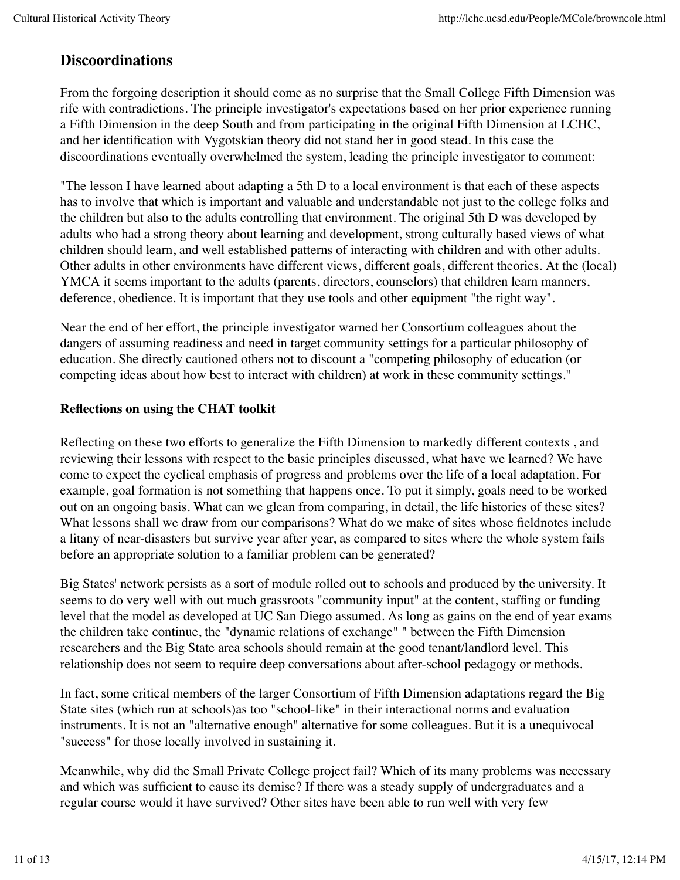## Discoordinations

From the forgoing description it should come as no surprise that the Small College Fifth Dimension was rife with contradictions. The principle investigator's expectations based on her prior experience running a Fifth Dimension in the deep South and from participating in the original Fifth Dimension at LCHC, and her identification with Vygotskian theory did not stand her in good stead. In this case the discoordinations eventually overwhelmed the system, leading the principle investigator to comment:

"The lesson I have learned about adapting a 5th D to a local environment is that each of these aspects has to involve that which is important and valuable and understandable not just to the college folks and the children but also to the adults controlling that environment. The original 5th D was developed by adults who had a strong theory about learning and development, strong culturally based views of what children should learn, and well established patterns of interacting with children and with other adults. Other adults in other environments have different views, different goals, different theories. At the (local) YMCA it seems important to the adults (parents, directors, counselors) that children learn manners, deference, obedience. It is important that they use tools and other equipment "the right way".

Near the end of her effort, the principle investigator warned her Consortium colleagues about the dangers of assuming readiness and need in target community settings for a particular philosophy of education. She directly cautioned others not to discount a "competing philosophy of education (or competing ideas about how best to interact with children) at work in these community settings."

### Reflections on using the CHAT toolkit

Reflecting on these two efforts to generalize the Fifth Dimension to markedly different contexts , and reviewing their lessons with respect to the basic principles discussed, what have we learned? We have come to expect the cyclical emphasis of progress and problems over the life of a local adaptation. For example, goal formation is not something that happens once. To put it simply, goals need to be worked out on an ongoing basis. What can we glean from comparing, in detail, the life histories of these sites? What lessons shall we draw from our comparisons? What do we make of sites whose fieldnotes include a litany of near-disasters but survive year after year, as compared to sites where the whole system fails before an appropriate solution to a familiar problem can be generated?

Big States' network persists as a sort of module rolled out to schools and produced by the university. It seems to do very well with out much grassroots "community input" at the content, staffing or funding level that the model as developed at UC San Diego assumed. As long as gains on the end of year exams the children take continue, the "dynamic relations of exchange" " between the Fifth Dimension researchers and the Big State area schools should remain at the good tenant/landlord level. This relationship does not seem to require deep conversations about after-school pedagogy or methods.

In fact, some critical members of the larger Consortium of Fifth Dimension adaptations regard the Big State sites (which run at schools)as too "school-like" in their interactional norms and evaluation instruments. It is not an "alternative enough" alternative for some colleagues. But it is a unequivocal "success" for those locally involved in sustaining it.

Meanwhile, why did the Small Private College project fail? Which of its many problems was necessary and which was sufficient to cause its demise? If there was a steady supply of undergraduates and a regular course would it have survived? Other sites have been able to run well with very few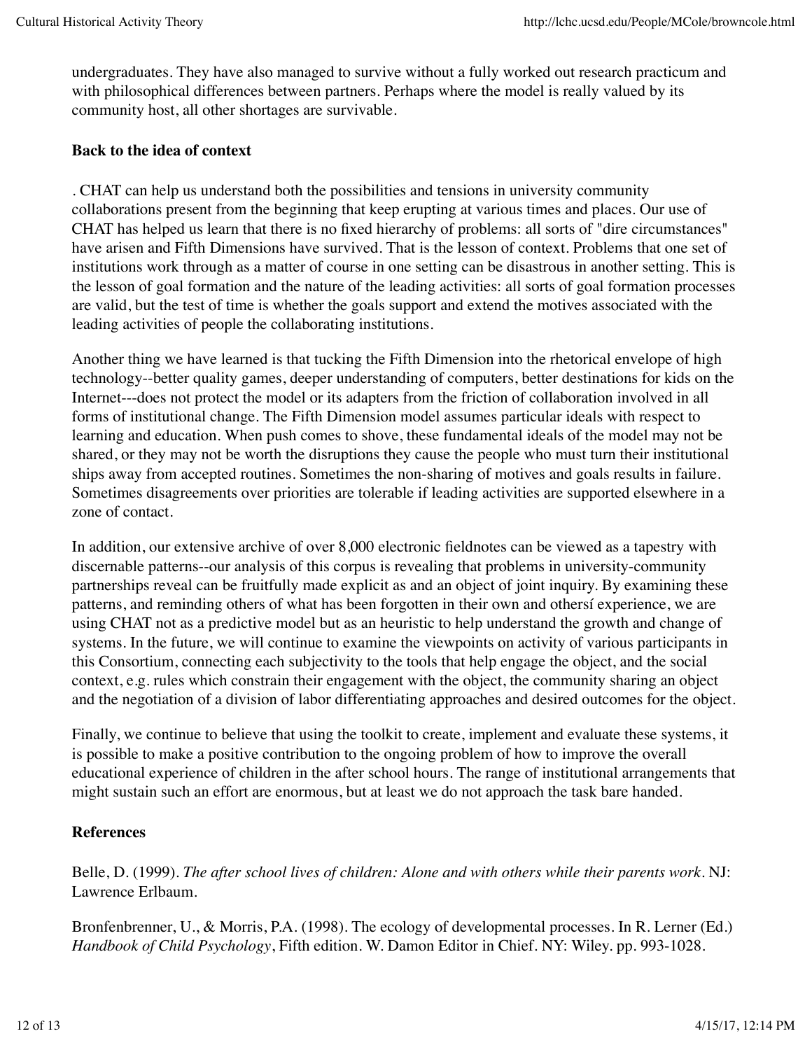undergraduates. They have also managed to survive without a fully worked out research practicum and with philosophical differences between partners. Perhaps where the model is really valued by its community host, all other shortages are survivable.

**Back to the idea of context**

. CHAT can help us understand both the possibilities and tensions in university community collaborations present from the beginning that keep erupting at various times and places. Our use of CHAT has helped us learn that there is no fixed hierarchy of problems: all sorts of "dire circumstances" have arisen and Fifth Dimensions have survived. That is the lesson of context. Problems that one set of institutions work through as a matter of course in one setting can be disastrous in another setting. This is the lesson of goal formation and the nature of the leading activities: all sorts of goal formation processes are valid, but the test of time is whether the goals support and extend the motives associated with the leading activities of people the collaborating institutions.

Another thing we have learned is that tucking the Fifth Dimension into the rhetorical envelope of high technology--better quality games, deeper understanding of computers, better destinations for kids on the Internet---does not protect the model or its adapters from the friction of collaboration involved in all forms of institutional change. The Fifth Dimension model assumes particular ideals with respect to learning and education. When push comes to shove, these fundamental ideals of the model may not be shared, or they may not be worth the disruptions they cause the people who must turn their institutional ships away from accepted routines. Sometimes the non-sharing of motives and goals results in failure. Sometimes disagreements over priorities are tolerable if leading activities are supported elsewhere in a zone of contact.

In addition, our extensive archive of over 8,000 electronic fieldnotes can be viewed as a tapestry with discernable patterns--our analysis of this corpus is revealing that problems in university-community partnerships reveal can be fruitfully made explicit as and an object of joint inquiry. By examining these patterns, and reminding others of what has been forgotten in their own and othersí experience, we are using CHAT not as a predictive model but as an heuristic to help understand the growth and change of systems. In the future, we will continue to examine the viewpoints on activity of various participants in this Consortium, connecting each subjectivity to the tools that help engage the object, and the social context, e.g. rules which constrain their engagement with the object, the community sharing an object and the negotiation of a division of labor differentiating approaches and desired outcomes for the object.

Finally, we continue to believe that using the toolkit to create, implement and evaluate these systems, it is possible to make a positive contribution to the ongoing problem of how to improve the overall educational experience of children in the after school hours. The range of institutional arrangements that might sustain such an effort are enormous, but at least we do not approach the task bare handed.

**References**

Belle, D. (1999). *The after school lives of children: Alone and with others while their parents work*. NJ: Lawrence Erlbaum.

Bronfenbrenner, U., & Morris, P.A. (1998). The ecology of developmental processes. In R. Lerner (Ed.) *Handbook of Child Psychology*, Fifth edition. W. Damon Editor in Chief. NY: Wiley. pp. 993-1028.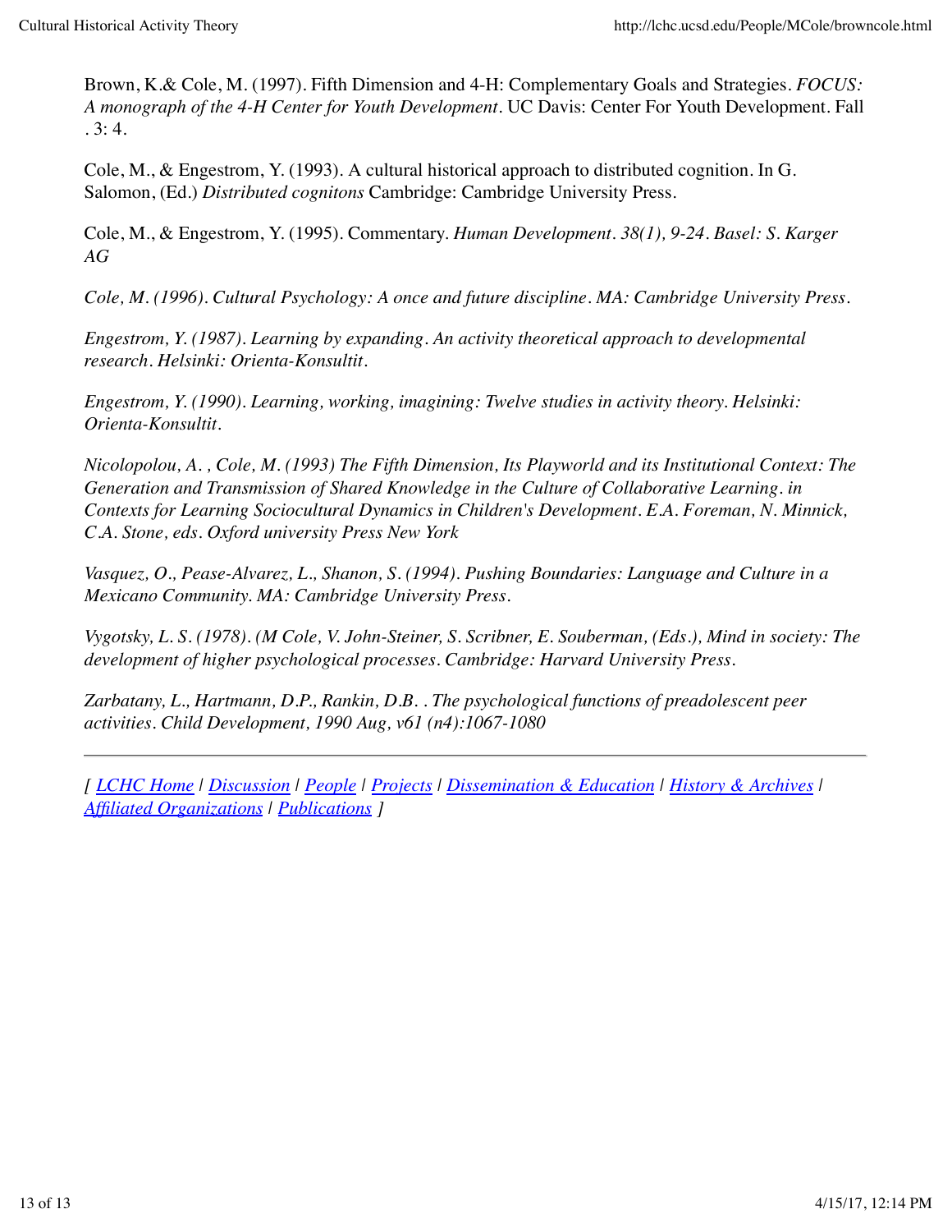Brown, K.& Cole, M. (1997). Fifth Dimension and 4-H: Complementary Goals and Strategies. *FOCUS: A monograph of the 4-H Center for Youth Development*. UC Davis: Center For Youth Development. Fall . 3: 4.

Cole, M., & Engestrom, Y. (1993). A cultural historical approach to distributed cognition. In G. Salomon, (Ed.) *Distributed cognitons* Cambridge: Cambridge University Press.

Cole, M., & Engestrom, Y. (1995). Commentary. *Human Development. 38(1), 9-24. Basel: S. Karger AG*

*Cole, M. (1996). Cultural Psychology: A once and future discipline. MA: Cambridge University Press.*

*Engestrom, Y. (1987). Learning by expanding. An activity theoretical approach to developmental research. Helsinki: Orienta-Konsultit.*

*Engestrom, Y. (1990). Learning, working, imagining: Twelve studies in activity theory. Helsinki: Orienta-Konsultit.*

*Nicolopolou, A. , Cole, M. (1993) The Fifth Dimension, Its Playworld and its Institutional Context: The Generation and Transmission of Shared Knowledge in the Culture of Collaborative Learning. in Contexts for Learning Sociocultural Dynamics in Children's Development. E.A. Foreman, N. Minnick, C.A. Stone, eds. Oxford university Press New York*

*Vasquez, O., Pease-Alvarez, L., Shanon, S. (1994). Pushing Boundaries: Language and Culture in a Mexicano Community. MA: Cambridge University Press.*

*Vygotsky, L. S. (1978). (M Cole, V. John-Steiner, S. Scribner, E. Souberman, (Eds.), Mind in society: The development of higher psychological processes. Cambridge: Harvard University Press.*

*Zarbatany, L., Hartmann, D.P., Rankin, D.B. . The psychological functions of preadolescent peer activities. Child Development, 1990 Aug, v61 (n4):1067-1080*

---

*[ LCHC Home | Discussion | People | Projects | Dissemination & Education | History & Archives | Affiliated Organizations | Publications ]*